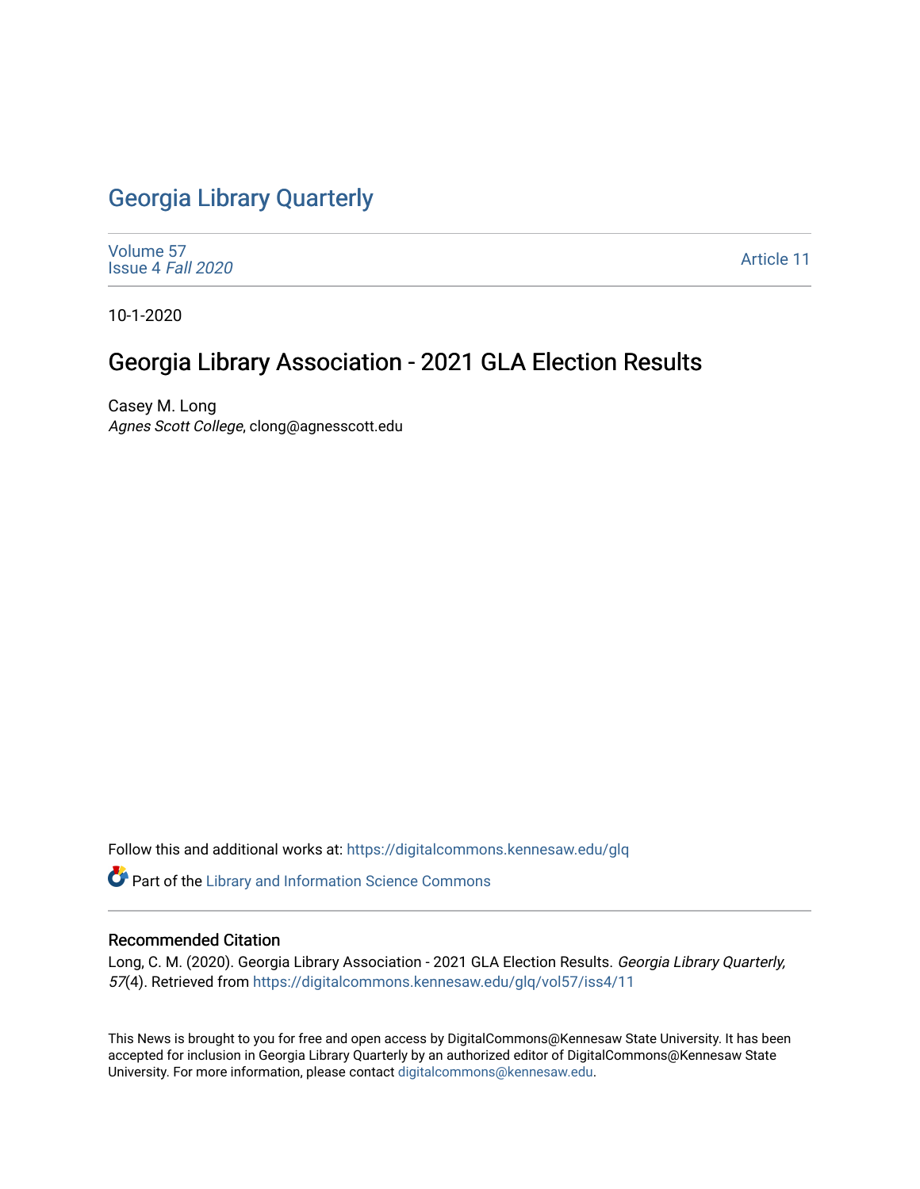# Georgia Library Quarterly

Volume 57
Issue 4 *Fall 2020*

Article 11

10-1-2020

## Georgia Library Association - 2021 GLA Election Results

Casey M. Long
*Agnes Scott College*, clong@agnesscott.edu

Follow this and additional works at: https://digitalcommons.kennesaw.edu/glq

Part of the Library and Information Science Commons

### Recommended Citation

Long, C. M. (2020). Georgia Library Association - 2021 GLA Election Results. *Georgia Library Quarterly, 57*(4). Retrieved from https://digitalcommons.kennesaw.edu/glq/vol57/iss4/11

This News is brought to you for free and open access by DigitalCommons@Kennesaw State University. It has been accepted for inclusion in Georgia Library Quarterly by an authorized editor of DigitalCommons@Kennesaw State University. For more information, please contact digitalcommons@kennesaw.edu.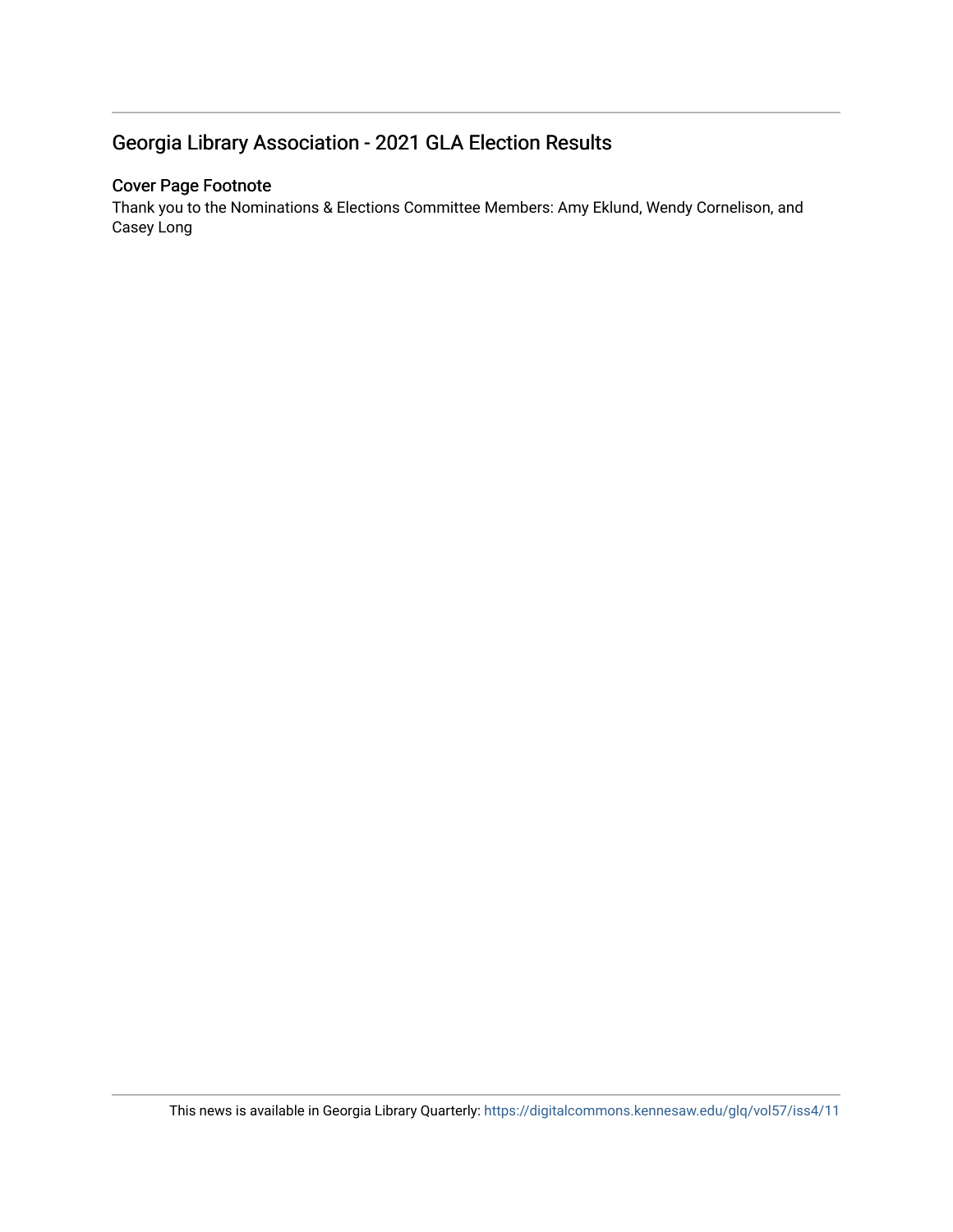## Georgia Library Association - 2021 GLA Election Results

### Cover Page Footnote

Thank you to the Nominations & Elections Committee Members: Amy Eklund, Wendy Cornelison, and Casey Long

This news is available in Georgia Library Quarterly: https://digitalcommons.kennesaw.edu/glq/vol57/iss4/11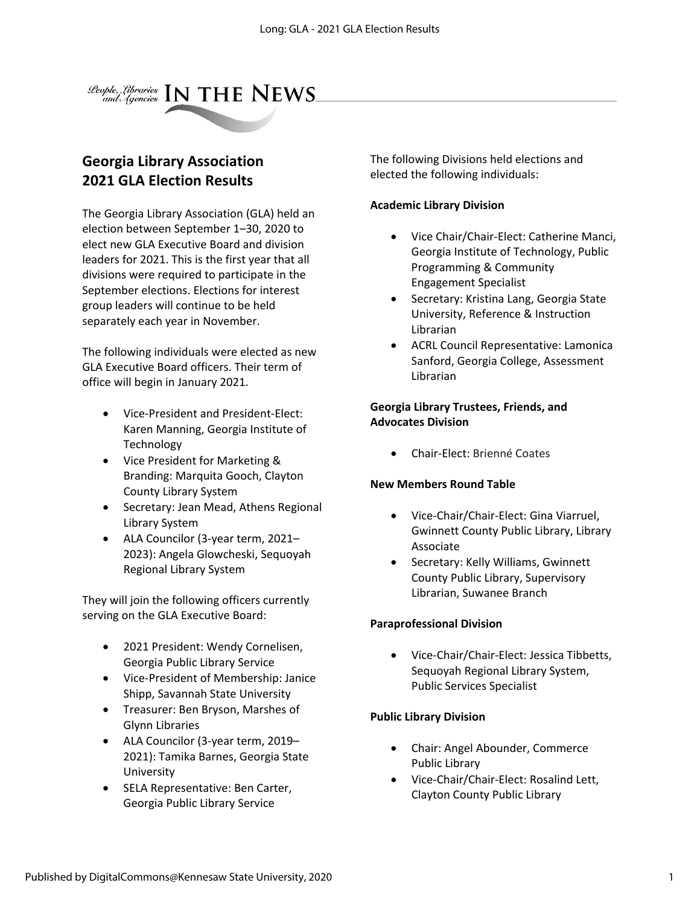## Georgia Library Association 2021 GLA Election Results

The Georgia Library Association (GLA) held an election between September 1–30, 2020 to elect new GLA Executive Board and division leaders for 2021. This is the first year that all divisions were required to participate in the September elections. Elections for interest group leaders will continue to be held separately each year in November.

The following individuals were elected as new GLA Executive Board officers. Their term of office will begin in January 2021.

- Vice-President and President-Elect: Karen Manning, Georgia Institute of Technology
- Vice President for Marketing & Branding: Marquita Gooch, Clayton County Library System
- Secretary: Jean Mead, Athens Regional Library System
- ALA Councilor (3-year term, 2021–2023): Angela Glowcheski, Sequoyah Regional Library System

They will join the following officers currently serving on the GLA Executive Board:

- 2021 President: Wendy Cornelisen, Georgia Public Library Service
- Vice-President of Membership: Janice Shipp, Savannah State University
- Treasurer: Ben Bryson, Marshes of Glynn Libraries
- ALA Councilor (3-year term, 2019–2021): Tamika Barnes, Georgia State University
- SELA Representative: Ben Carter, Georgia Public Library Service

The following Divisions held elections and elected the following individuals:

**Academic Library Division**

- Vice Chair/Chair-Elect: Catherine Manci, Georgia Institute of Technology, Public Programming & Community Engagement Specialist
- Secretary: Kristina Lang, Georgia State University, Reference & Instruction Librarian
- ACRL Council Representative: Lamonica Sanford, Georgia College, Assessment Librarian

**Georgia Library Trustees, Friends, and Advocates Division**

- Chair-Elect: Brienné Coates

**New Members Round Table**

- Vice-Chair/Chair-Elect: Gina Viarruel, Gwinnett County Public Library, Library Associate
- Secretary: Kelly Williams, Gwinnett County Public Library, Supervisory Librarian, Suwanee Branch

**Paraprofessional Division**

- Vice-Chair/Chair-Elect: Jessica Tibbetts, Sequoyah Regional Library System, Public Services Specialist

**Public Library Division**

- Chair: Angel Abounder, Commerce Public Library
- Vice-Chair/Chair-Elect: Rosalind Lett, Clayton County Public Library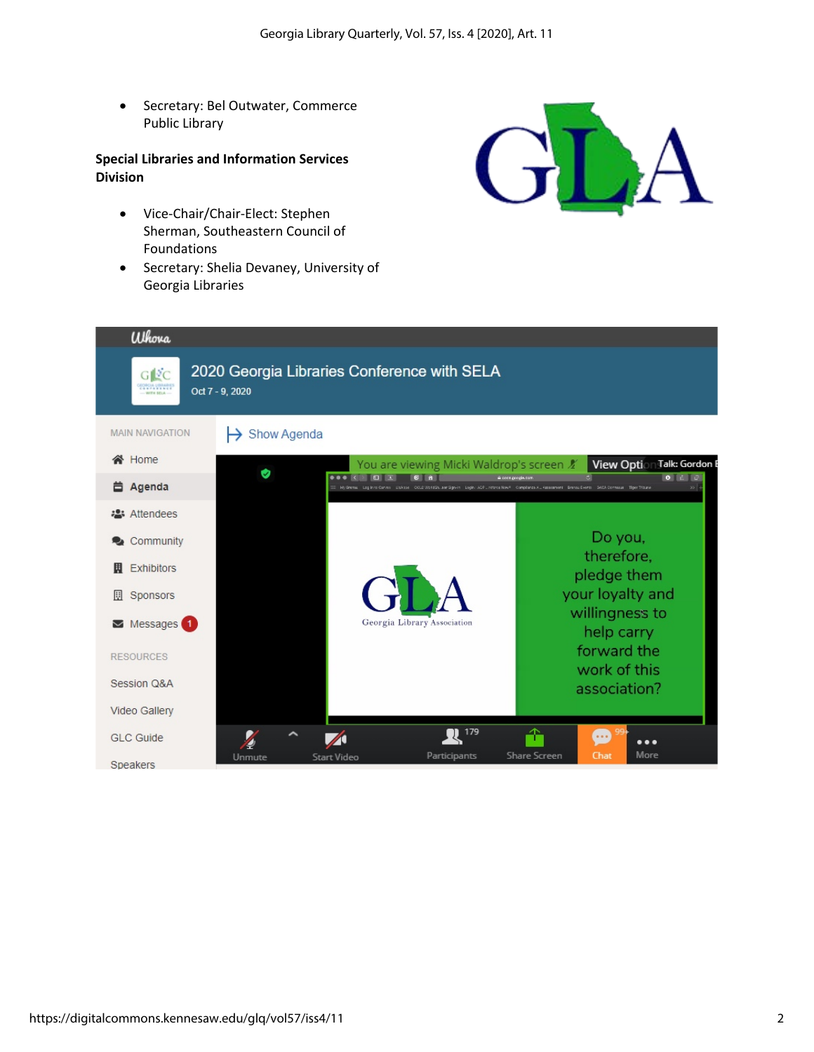- Secretary: Bel Outwater, Commerce Public Library

**Special Libraries and Information Services Division**

- Vice-Chair/Chair-Elect: Stephen Sherman, Southeastern Council of Foundations
- Secretary: Shelia Devaney, University of Georgia Libraries